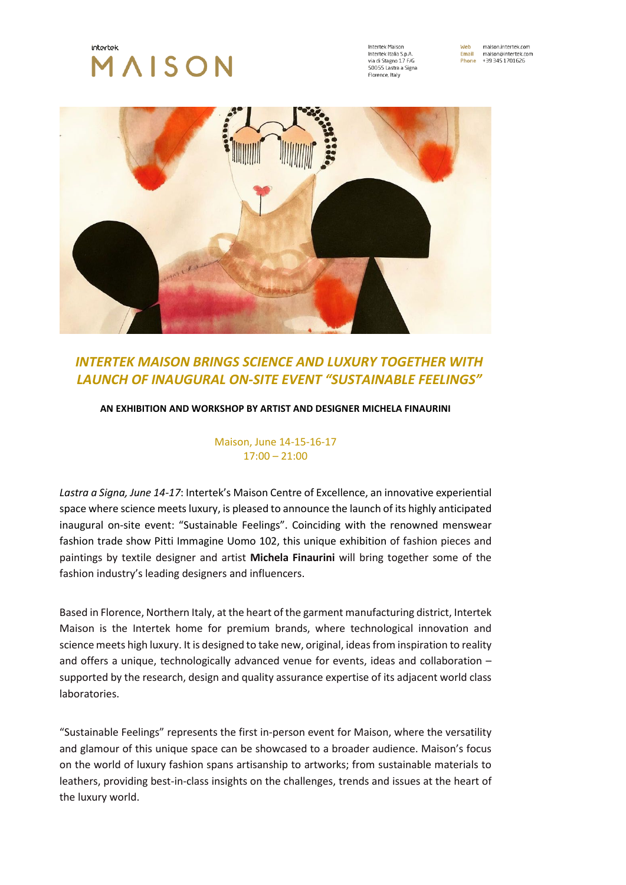intertek
# MAISON

Intertek Maison
Intertek Italia S.p.A.
via di Stagno 17 F/G
50055 Lastra a Signa
Florence, Italy

Web maison.intertek.com
Email maison@intertek.com
Phone +39 345 1701626

## *INTERTEK MAISON BRINGS SCIENCE AND LUXURY TOGETHER WITH LAUNCH OF INAUGURAL ON-SITE EVENT "SUSTAINABLE FEELINGS"*

**AN EXHIBITION AND WORKSHOP BY ARTIST AND DESIGNER MICHELA FINAURINI**

Maison, June 14-15-16-17
17:00 – 21:00

*Lastra a Signa, June 14-17*: Intertek's Maison Centre of Excellence, an innovative experiential space where science meets luxury, is pleased to announce the launch of its highly anticipated inaugural on-site event: "Sustainable Feelings". Coinciding with the renowned menswear fashion trade show Pitti Immagine Uomo 102, this unique exhibition of fashion pieces and paintings by textile designer and artist **Michela Finaurini** will bring together some of the fashion industry's leading designers and influencers.

Based in Florence, Northern Italy, at the heart of the garment manufacturing district, Intertek Maison is the Intertek home for premium brands, where technological innovation and science meets high luxury. It is designed to take new, original, ideas from inspiration to reality and offers a unique, technologically advanced venue for events, ideas and collaboration – supported by the research, design and quality assurance expertise of its adjacent world class laboratories.

"Sustainable Feelings" represents the first in-person event for Maison, where the versatility and glamour of this unique space can be showcased to a broader audience. Maison's focus on the world of luxury fashion spans artisanship to artworks; from sustainable materials to leathers, providing best-in-class insights on the challenges, trends and issues at the heart of the luxury world.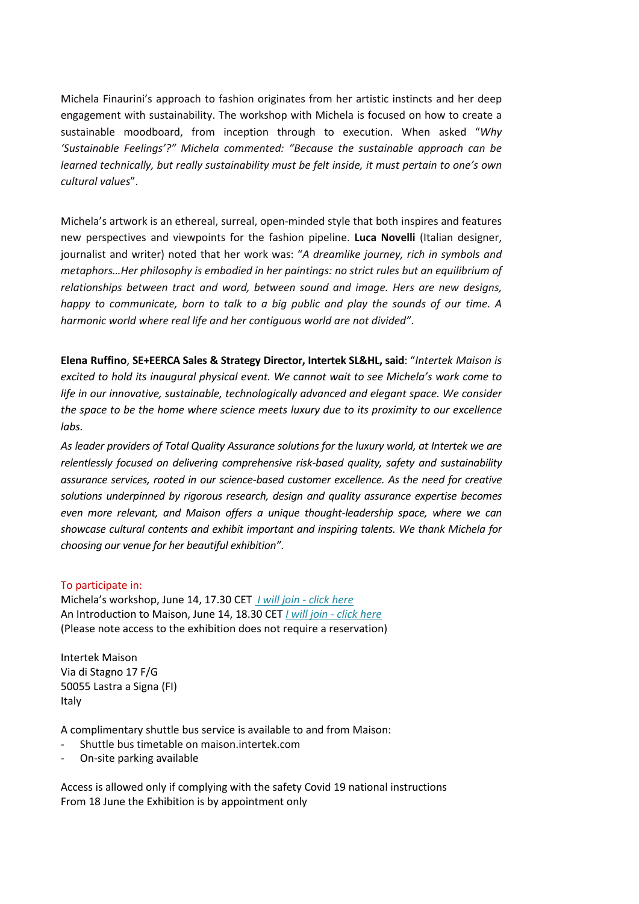Michela Finaurini's approach to fashion originates from her artistic instincts and her deep engagement with sustainability. The workshop with Michela is focused on how to create a sustainable moodboard, from inception through to execution. When asked "*Why 'Sustainable Feelings'?" Michela commented: "Because the sustainable approach can be learned technically, but really sustainability must be felt inside, it must pertain to one's own cultural values*".

Michela's artwork is an ethereal, surreal, open-minded style that both inspires and features new perspectives and viewpoints for the fashion pipeline. **Luca Novelli** (Italian designer, journalist and writer) noted that her work was: "*A dreamlike journey, rich in symbols and metaphors…Her philosophy is embodied in her paintings: no strict rules but an equilibrium of relationships between tract and word, between sound and image. Hers are new designs, happy to communicate, born to talk to a big public and play the sounds of our time. A harmonic world where real life and her contiguous world are not divided"*.

**Elena Ruffino**, **SE+EERCA Sales & Strategy Director, Intertek SL&HL, said**: "*Intertek Maison is excited to hold its inaugural physical event. We cannot wait to see Michela's work come to life in our innovative, sustainable, technologically advanced and elegant space. We consider the space to be the home where science meets luxury due to its proximity to our excellence labs.*

*As leader providers of Total Quality Assurance solutions for the luxury world, at Intertek we are relentlessly focused on delivering comprehensive risk-based quality, safety and sustainability assurance services, rooted in our science-based customer excellence. As the need for creative solutions underpinned by rigorous research, design and quality assurance expertise becomes even more relevant, and Maison offers a unique thought-leadership space, where we can showcase cultural contents and exhibit important and inspiring talents. We thank Michela for choosing our venue for her beautiful exhibition"*.

To participate in:
Michela's workshop, June 14, 17.30 CET *I will join - click here*
An Introduction to Maison, June 14, 18.30 CET *I will join - click here*
(Please note access to the exhibition does not require a reservation)

Intertek Maison
Via di Stagno 17 F/G
50055 Lastra a Signa (FI)
Italy

A complimentary shuttle bus service is available to and from Maison:

- Shuttle bus timetable on maison.intertek.com
- On-site parking available

Access is allowed only if complying with the safety Covid 19 national instructions
From 18 June the Exhibition is by appointment only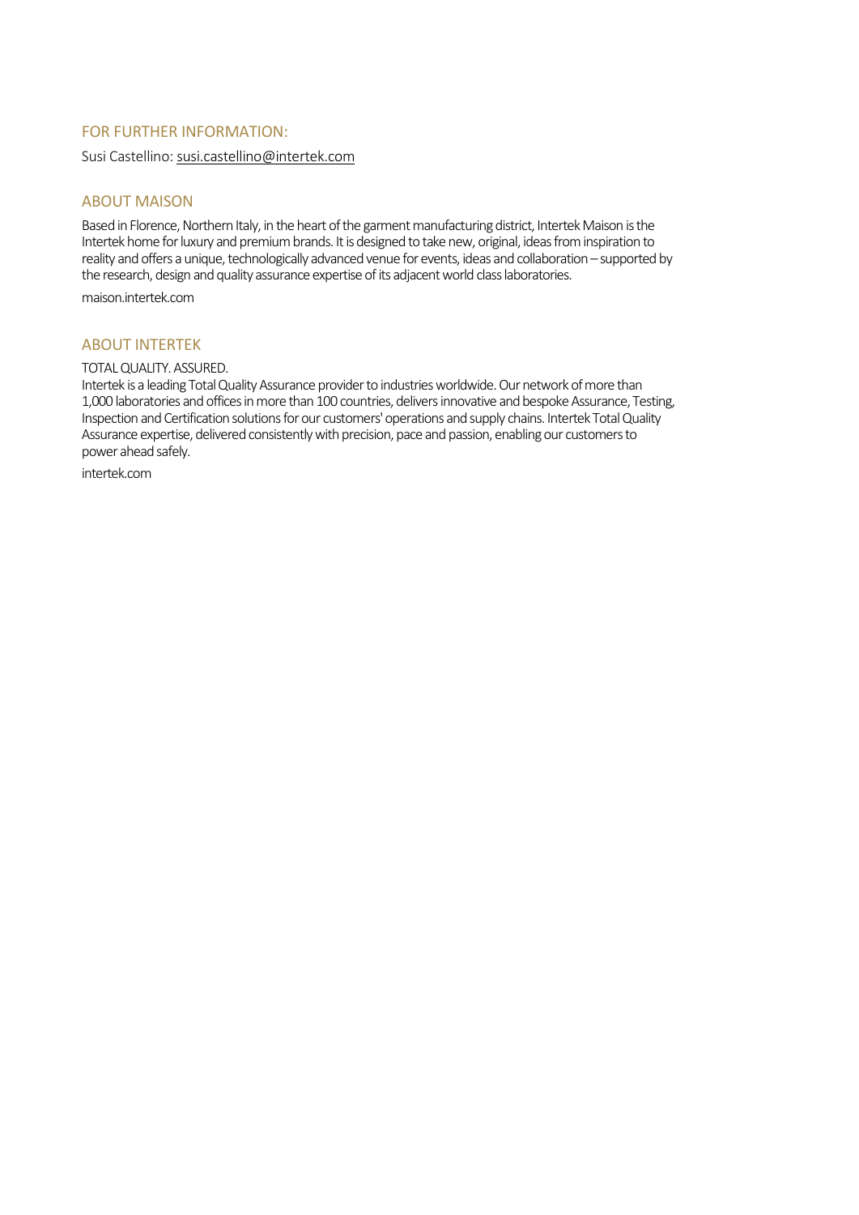## FOR FURTHER INFORMATION:

Susi Castellino: susi.castellino@intertek.com

## ABOUT MAISON

Based in Florence, Northern Italy, in the heart of the garment manufacturing district, Intertek Maison is the Intertek home for luxury and premium brands. It is designed to take new, original, ideas from inspiration to reality and offers a unique, technologically advanced venue for events, ideas and collaboration – supported by the research, design and quality assurance expertise of its adjacent world class laboratories.

maison.intertek.com

## ABOUT INTERTEK

TOTAL QUALITY. ASSURED.
Intertek is a leading Total Quality Assurance provider to industries worldwide. Our network of more than 1,000 laboratories and offices in more than 100 countries, delivers innovative and bespoke Assurance, Testing, Inspection and Certification solutions for our customers' operations and supply chains. Intertek Total Quality Assurance expertise, delivered consistently with precision, pace and passion, enabling our customers to power ahead safely.

intertek.com